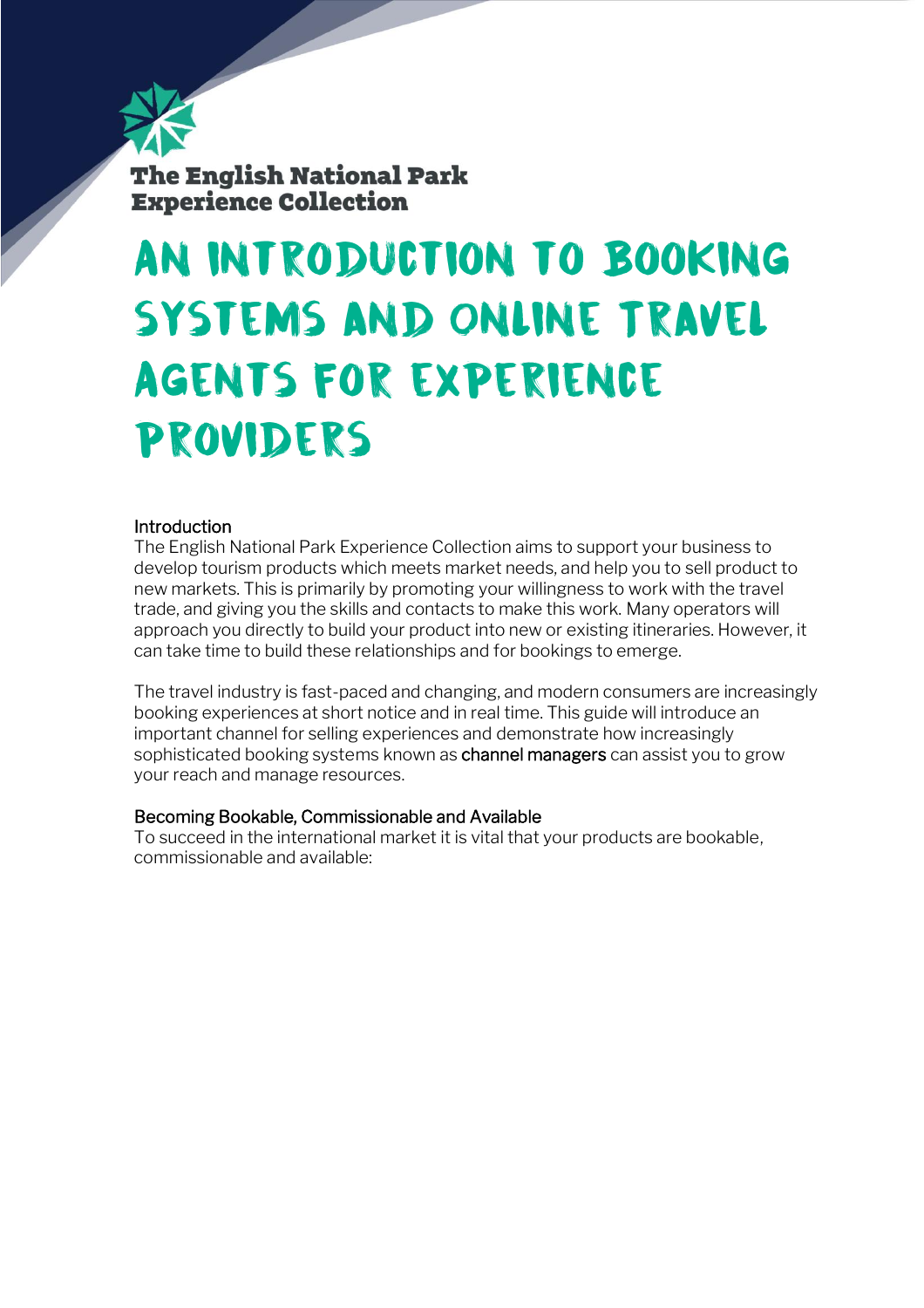The English National Park Experience Collection

# AN INTRODUCTION TO BOOKING SYSTEMS AND ONLINE TRAVEL AGENTS FOR EXPERIENCE PROVIDERS

## Introduction

The English National Park Experience Collection aims to support your business to develop tourism products which meets market needs, and help you to sell product to new markets. This is primarily by promoting your willingness to work with the travel trade, and giving you the skills and contacts to make this work. Many operators will approach you directly to build your product into new or existing itineraries. However, it can take time to build these relationships and for bookings to emerge.

The travel industry is fast-paced and changing, and modern consumers are increasingly booking experiences at short notice and in real time. This guide will introduce an important channel for selling experiences and demonstrate how increasingly sophisticated booking systems known as channel managers can assist you to grow your reach and manage resources.

## Becoming Bookable, Commissionable and Available

To succeed in the international market it is vital that your products are bookable, commissionable and available: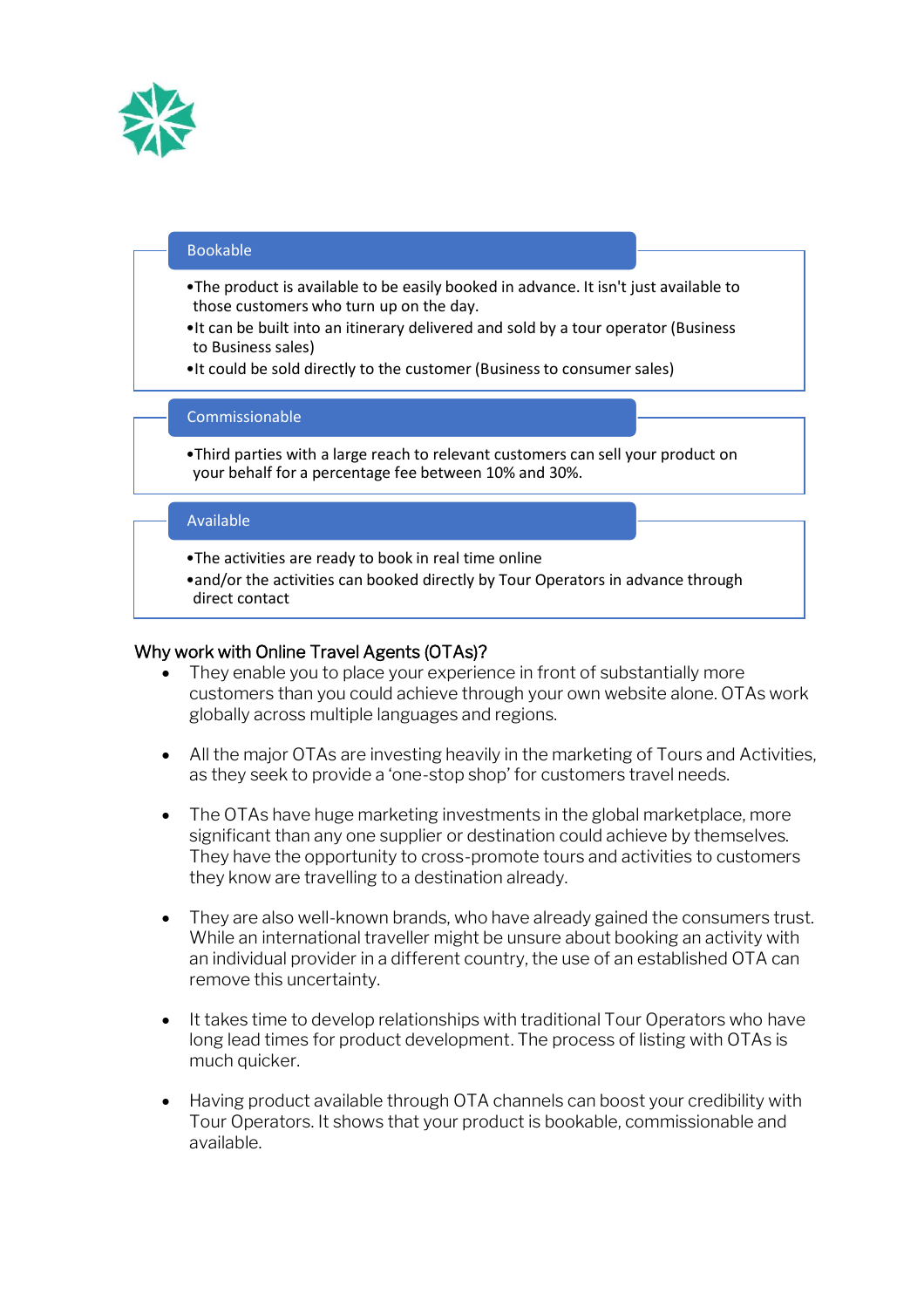### Bookable

- The product is available to be easily booked in advance. It isn't just available to those customers who turn up on the day.
- It can be built into an itinerary delivered and sold by a tour operator (Business to Business sales)
- It could be sold directly to the customer (Business to consumer sales)

### Commissionable

- Third parties with a large reach to relevant customers can sell your product on your behalf for a percentage fee between 10% and 30%.

### Available

- The activities are ready to book in real time online
- and/or the activities can booked directly by Tour Operators in advance through direct contact

## Why work with Online Travel Agents (OTAs)?

- They enable you to place your experience in front of substantially more customers than you could achieve through your own website alone. OTAs work globally across multiple languages and regions.

- All the major OTAs are investing heavily in the marketing of Tours and Activities, as they seek to provide a 'one-stop shop' for customers travel needs.

- The OTAs have huge marketing investments in the global marketplace, more significant than any one supplier or destination could achieve by themselves. They have the opportunity to cross-promote tours and activities to customers they know are travelling to a destination already.

- They are also well-known brands, who have already gained the consumers trust. While an international traveller might be unsure about booking an activity with an individual provider in a different country, the use of an established OTA can remove this uncertainty.

- It takes time to develop relationships with traditional Tour Operators who have long lead times for product development. The process of listing with OTAs is much quicker.

- Having product available through OTA channels can boost your credibility with Tour Operators. It shows that your product is bookable, commissionable and available.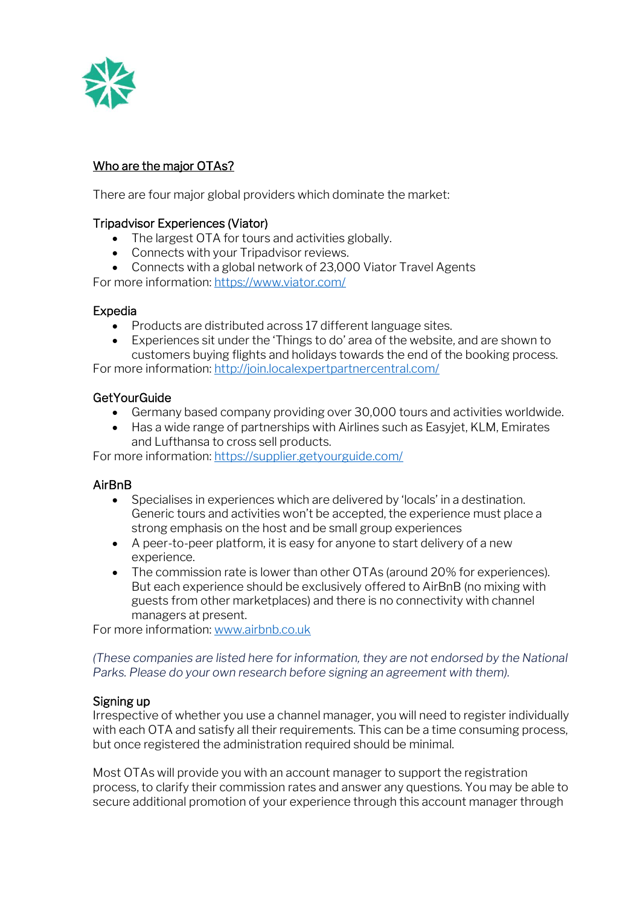## Who are the major OTAs?

There are four major global providers which dominate the market:

### Tripadvisor Experiences (Viator)

- The largest OTA for tours and activities globally.
- Connects with your Tripadvisor reviews.
- Connects with a global network of 23,000 Viator Travel Agents

For more information: [https://www.viator.com/](https://www.viator.com/)

### Expedia

- Products are distributed across 17 different language sites.
- Experiences sit under the 'Things to do' area of the website, and are shown to customers buying flights and holidays towards the end of the booking process.

For more information: [http://join.localexpertpartnercentral.com/](http://join.localexpertpartnercentral.com/)

### GetYourGuide

- Germany based company providing over 30,000 tours and activities worldwide.
- Has a wide range of partnerships with Airlines such as Easyjet, KLM, Emirates and Lufthansa to cross sell products.

For more information: [https://supplier.getyourguide.com/](https://supplier.getyourguide.com/)

### AirBnB

- Specialises in experiences which are delivered by 'locals' in a destination. Generic tours and activities won't be accepted, the experience must place a strong emphasis on the host and be small group experiences
- A peer-to-peer platform, it is easy for anyone to start delivery of a new experience.
- The commission rate is lower than other OTAs (around 20% for experiences). But each experience should be exclusively offered to AirBnB (no mixing with guests from other marketplaces) and there is no connectivity with channel managers at present.

For more information: [www.airbnb.co.uk](www.airbnb.co.uk)

*(These companies are listed here for information, they are not endorsed by the National Parks. Please do your own research before signing an agreement with them).*

### Signing up

Irrespective of whether you use a channel manager, you will need to register individually with each OTA and satisfy all their requirements. This can be a time consuming process, but once registered the administration required should be minimal.

Most OTAs will provide you with an account manager to support the registration process, to clarify their commission rates and answer any questions. You may be able to secure additional promotion of your experience through this account manager through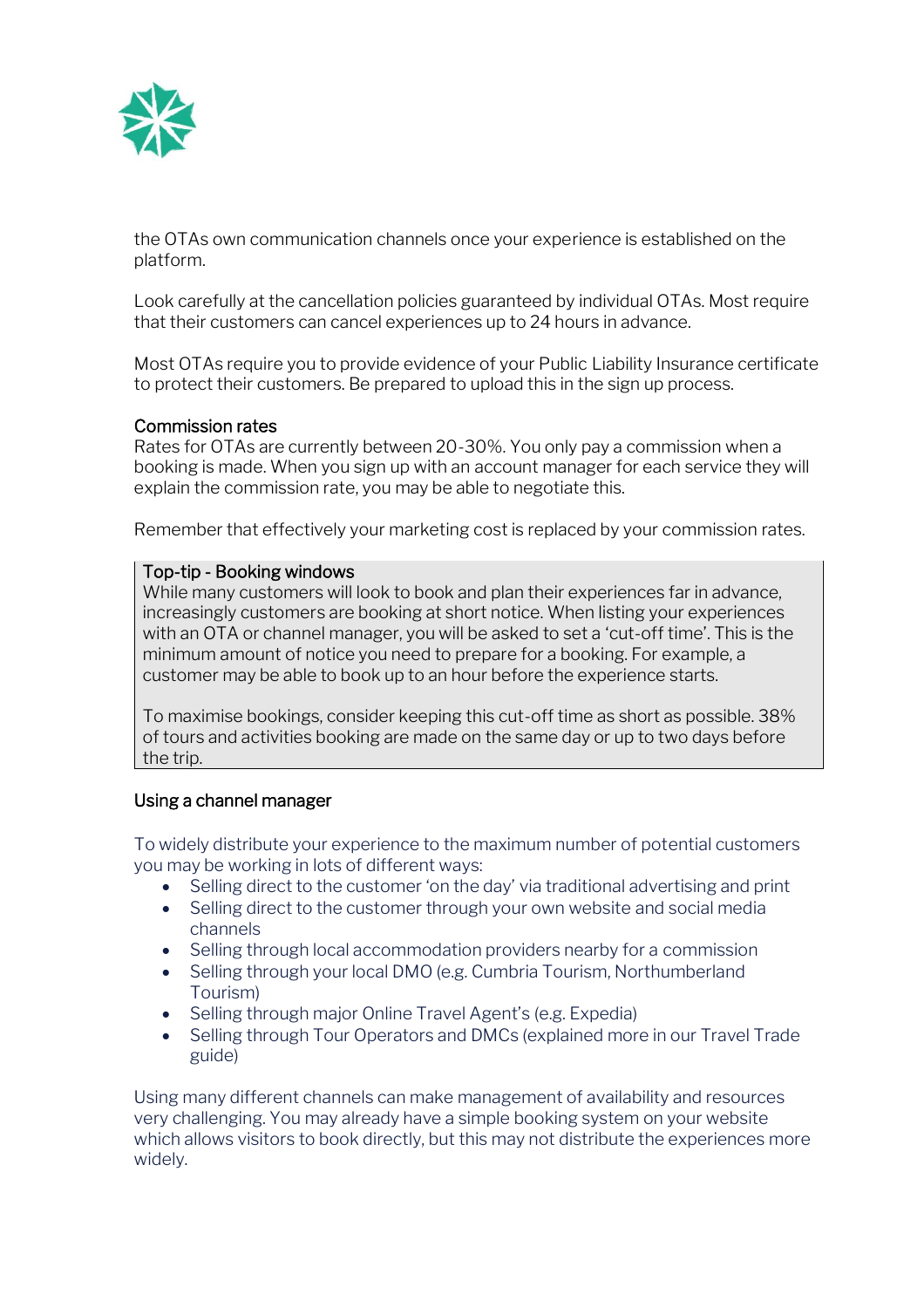the OTAs own communication channels once your experience is established on the platform.

Look carefully at the cancellation policies guaranteed by individual OTAs. Most require that their customers can cancel experiences up to 24 hours in advance.

Most OTAs require you to provide evidence of your Public Liability Insurance certificate to protect their customers. Be prepared to upload this in the sign up process.

### Commission rates

Rates for OTAs are currently between 20-30%. You only pay a commission when a booking is made. When you sign up with an account manager for each service they will explain the commission rate, you may be able to negotiate this.

Remember that effectively your marketing cost is replaced by your commission rates.

> **Top-tip - Booking windows**
>
> While many customers will look to book and plan their experiences far in advance, increasingly customers are booking at short notice. When listing your experiences with an OTA or channel manager, you will be asked to set a 'cut-off time'. This is the minimum amount of notice you need to prepare for a booking. For example, a customer may be able to book up to an hour before the experience starts.
>
> To maximise bookings, consider keeping this cut-off time as short as possible. 38% of tours and activities booking are made on the same day or up to two days before the trip.

### Using a channel manager

To widely distribute your experience to the maximum number of potential customers you may be working in lots of different ways:

- Selling direct to the customer 'on the day' via traditional advertising and print
- Selling direct to the customer through your own website and social media channels
- Selling through local accommodation providers nearby for a commission
- Selling through your local DMO (e.g. Cumbria Tourism, Northumberland Tourism)
- Selling through major Online Travel Agent's (e.g. Expedia)
- Selling through Tour Operators and DMCs (explained more in our Travel Trade guide)

Using many different channels can make management of availability and resources very challenging. You may already have a simple booking system on your website which allows visitors to book directly, but this may not distribute the experiences more widely.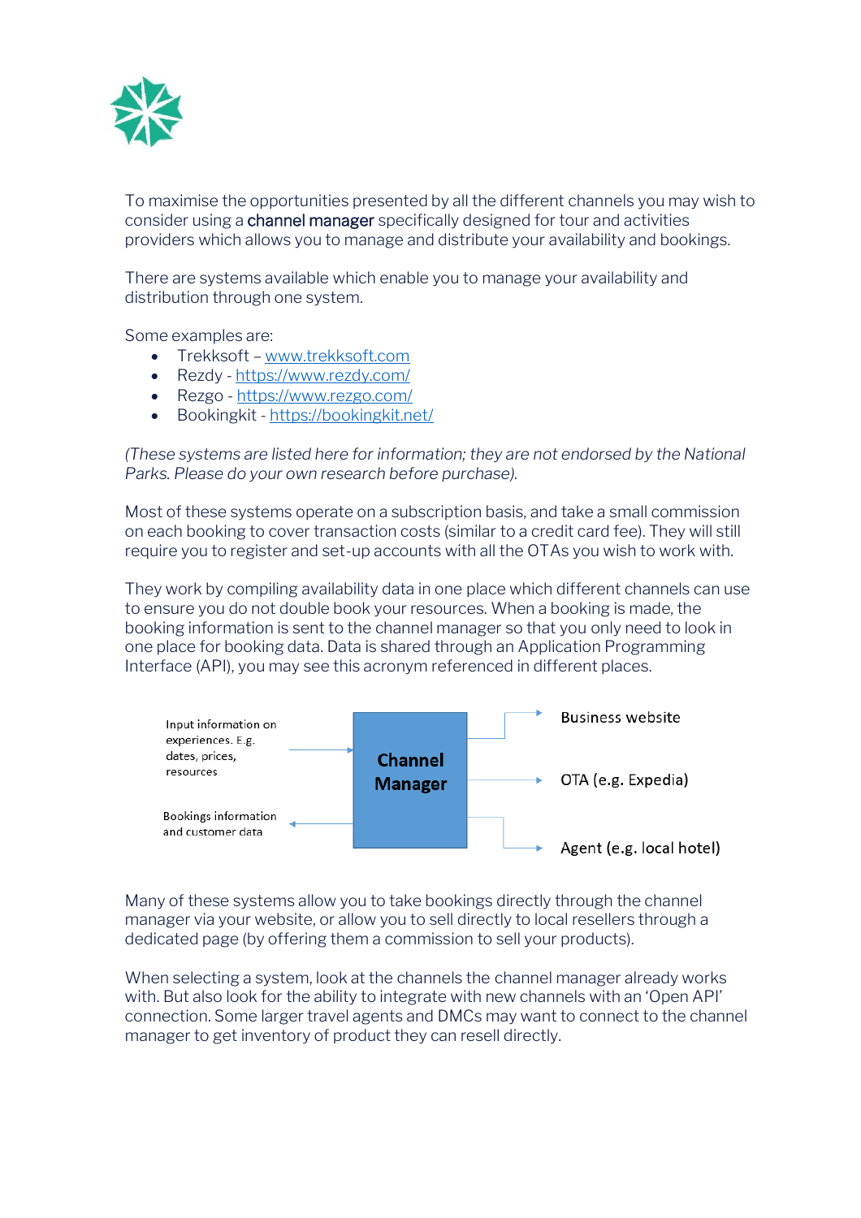To maximise the opportunities presented by all the different channels you may wish to consider using a **channel manager** specifically designed for tour and activities providers which allows you to manage and distribute your availability and bookings.

There are systems available which enable you to manage your availability and distribution through one system.

Some examples are:

- Trekksoft – www.trekksoft.com
- Rezdy - https://www.rezdy.com/
- Rezgo - https://www.rezgo.com/
- Bookingkit - https://bookingkit.net/

*(These systems are listed here for information; they are not endorsed by the National Parks. Please do your own research before purchase).*

Most of these systems operate on a subscription basis, and take a small commission on each booking to cover transaction costs (similar to a credit card fee). They will still require you to register and set-up accounts with all the OTAs you wish to work with.

They work by compiling availability data in one place which different channels can use to ensure you do not double book your resources. When a booking is made, the booking information is sent to the channel manager so that you only need to look in one place for booking data. Data is shared through an Application Programming Interface (API), you may see this acronym referenced in different places.

Input information on experiences. E.g. dates, prices, resources → **Channel Manager** → Business website / OTA (e.g. Expedia) / Agent (e.g. local hotel)

**Channel Manager** → Bookings information and customer data

Many of these systems allow you to take bookings directly through the channel manager via your website, or allow you to sell directly to local resellers through a dedicated page (by offering them a commission to sell your products).

When selecting a system, look at the channels the channel manager already works with. But also look for the ability to integrate with new channels with an 'Open API' connection. Some larger travel agents and DMCs may want to connect to the channel manager to get inventory of product they can resell directly.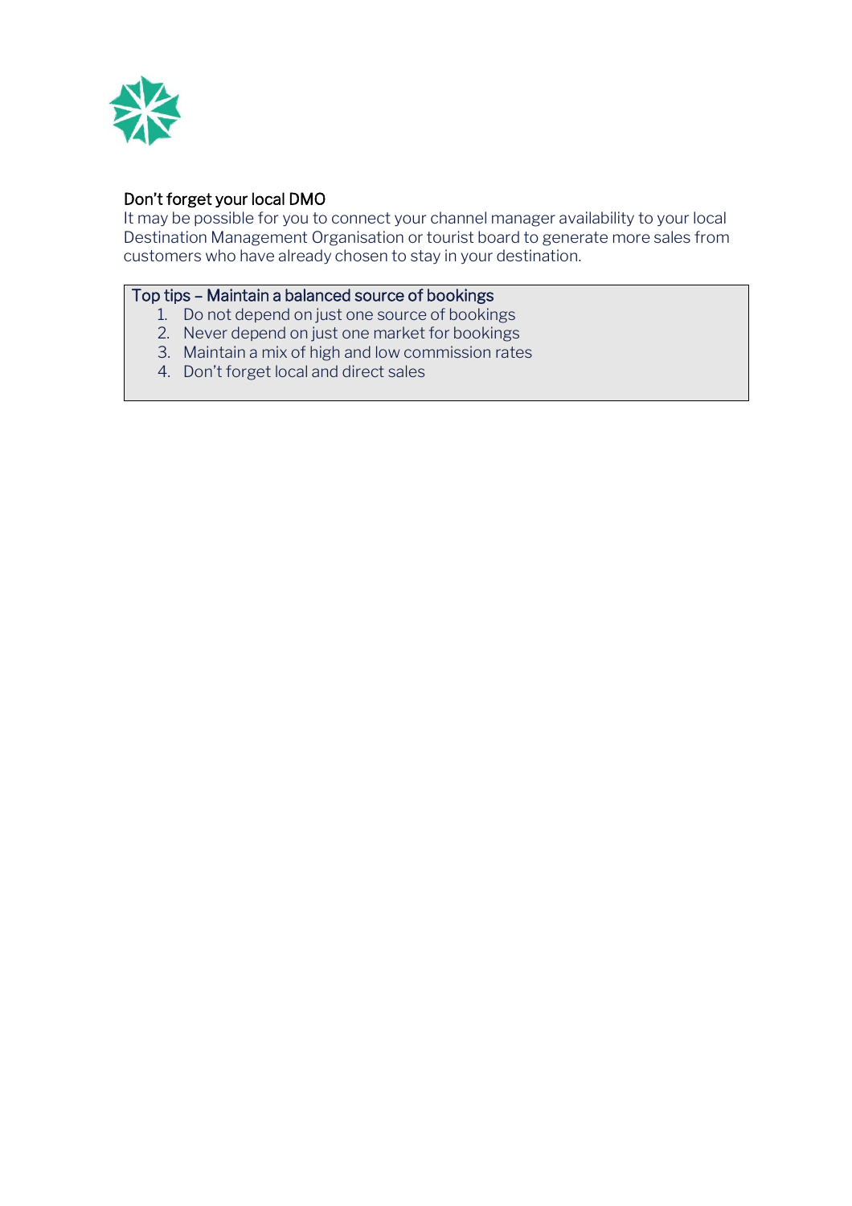### Don't forget your local DMO

It may be possible for you to connect your channel manager availability to your local Destination Management Organisation or tourist board to generate more sales from customers who have already chosen to stay in your destination.

> **Top tips – Maintain a balanced source of bookings**
>
> 1. Do not depend on just one source of bookings
> 2. Never depend on just one market for bookings
> 3. Maintain a mix of high and low commission rates
> 4. Don't forget local and direct sales